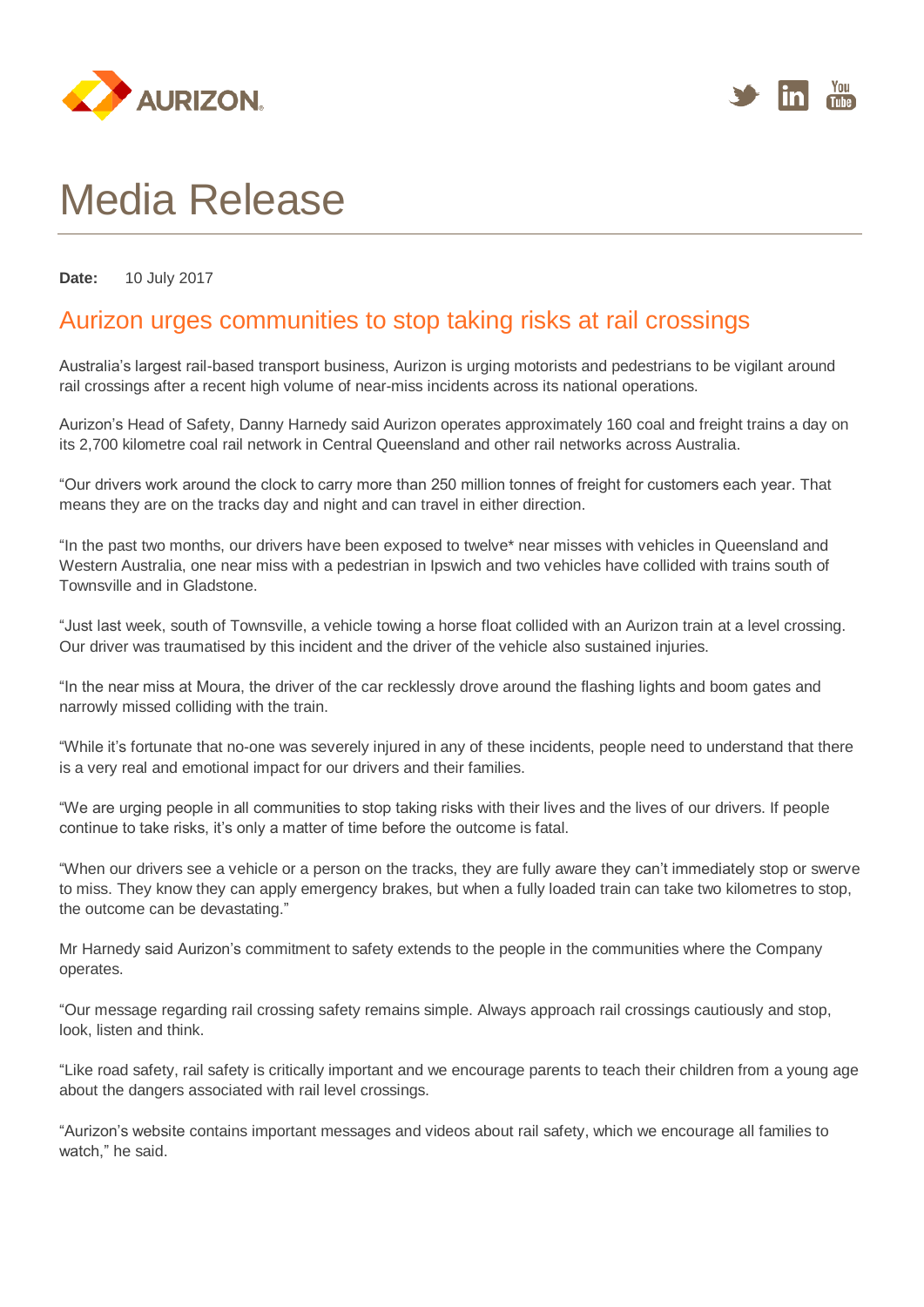AURIZON

# Media Release

**Date:** 10 July 2017

## Aurizon urges communities to stop taking risks at rail crossings

Australia's largest rail-based transport business, Aurizon is urging motorists and pedestrians to be vigilant around rail crossings after a recent high volume of near-miss incidents across its national operations.

Aurizon's Head of Safety, Danny Harnedy said Aurizon operates approximately 160 coal and freight trains a day on its 2,700 kilometre coal rail network in Central Queensland and other rail networks across Australia.

"Our drivers work around the clock to carry more than 250 million tonnes of freight for customers each year. That means they are on the tracks day and night and can travel in either direction.

"In the past two months, our drivers have been exposed to twelve* near misses with vehicles in Queensland and Western Australia, one near miss with a pedestrian in Ipswich and two vehicles have collided with trains south of Townsville and in Gladstone.

"Just last week, south of Townsville, a vehicle towing a horse float collided with an Aurizon train at a level crossing. Our driver was traumatised by this incident and the driver of the vehicle also sustained injuries.

"In the near miss at Moura, the driver of the car recklessly drove around the flashing lights and boom gates and narrowly missed colliding with the train.

"While it's fortunate that no-one was severely injured in any of these incidents, people need to understand that there is a very real and emotional impact for our drivers and their families.

"We are urging people in all communities to stop taking risks with their lives and the lives of our drivers. If people continue to take risks, it's only a matter of time before the outcome is fatal.

"When our drivers see a vehicle or a person on the tracks, they are fully aware they can't immediately stop or swerve to miss. They know they can apply emergency brakes, but when a fully loaded train can take two kilometres to stop, the outcome can be devastating."

Mr Harnedy said Aurizon's commitment to safety extends to the people in the communities where the Company operates.

"Our message regarding rail crossing safety remains simple. Always approach rail crossings cautiously and stop, look, listen and think.

"Like road safety, rail safety is critically important and we encourage parents to teach their children from a young age about the dangers associated with rail level crossings.

"Aurizon's website contains important messages and videos about rail safety, which we encourage all families to watch," he said.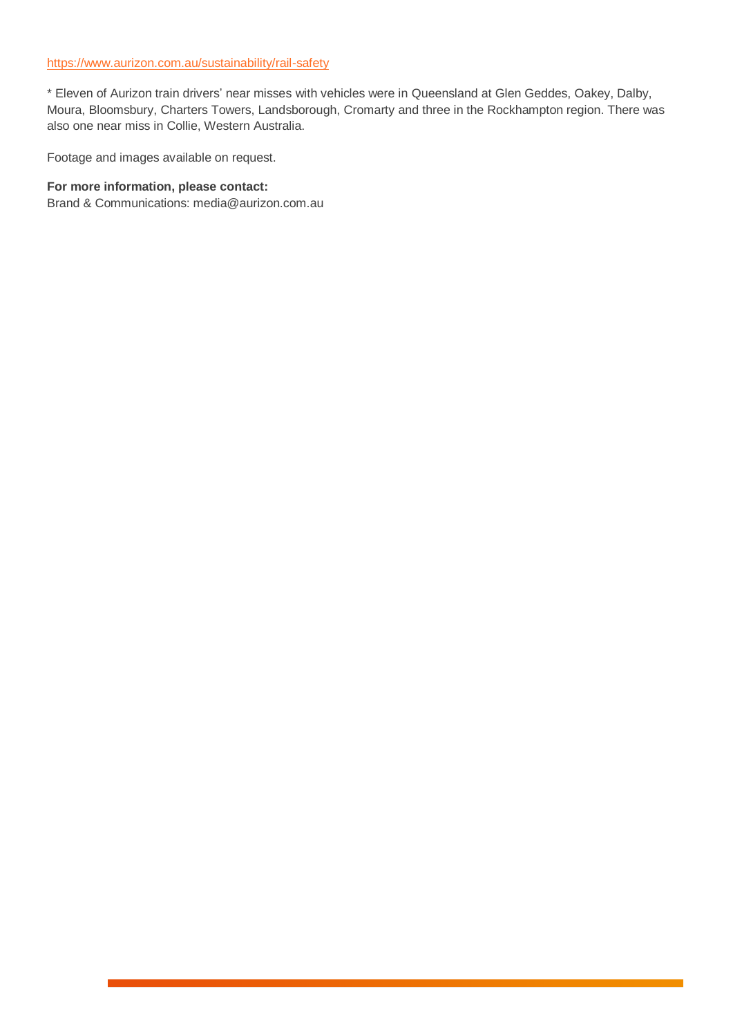https://www.aurizon.com.au/sustainability/rail-safety

* Eleven of Aurizon train drivers' near misses with vehicles were in Queensland at Glen Geddes, Oakey, Dalby, Moura, Bloomsbury, Charters Towers, Landsborough, Cromarty and three in the Rockhampton region. There was also one near miss in Collie, Western Australia.

Footage and images available on request.

**For more information, please contact:**
Brand & Communications: media@aurizon.com.au